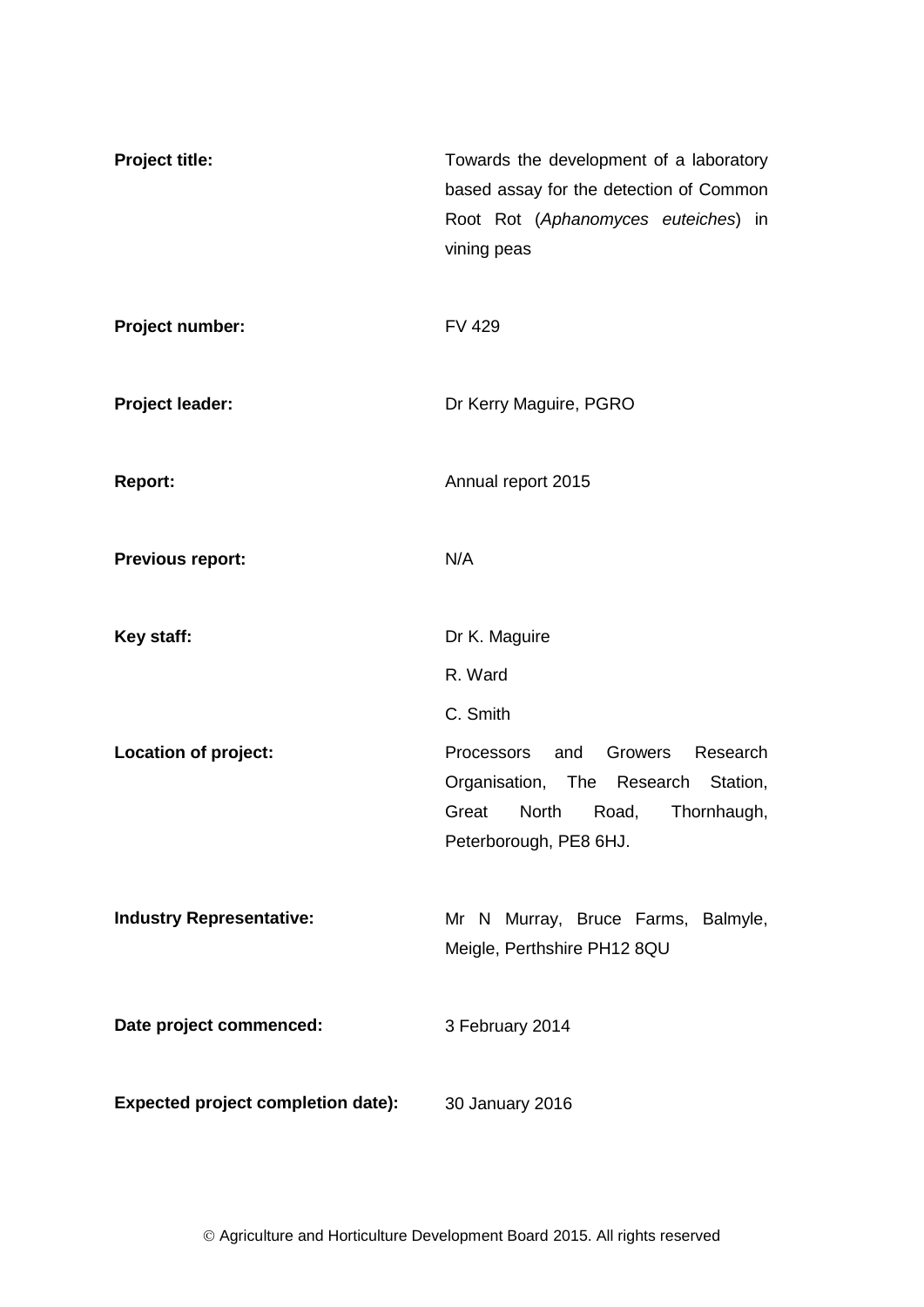| | |
|---|---|
| **Project title:** | Towards the development of a laboratory based assay for the detection of Common Root Rot (*Aphanomyces euteiches*) in vining peas |
| **Project number:** | FV 429 |
| **Project leader:** | Dr Kerry Maguire, PGRO |
| **Report:** | Annual report 2015 |
| **Previous report:** | N/A |
| **Key staff:** | Dr K. Maguire<br>R. Ward<br>C. Smith |
| **Location of project:** | Processors and Growers Research Organisation, The Research Station, Great North Road, Thornhaugh, Peterborough, PE8 6HJ. |
| **Industry Representative:** | Mr N Murray, Bruce Farms, Balmyle, Meigle, Perthshire PH12 8QU |
| **Date project commenced:** | 3 February 2014 |
| **Expected project completion date):** | 30 January 2016 |

© Agriculture and Horticulture Development Board 2015. All rights reserved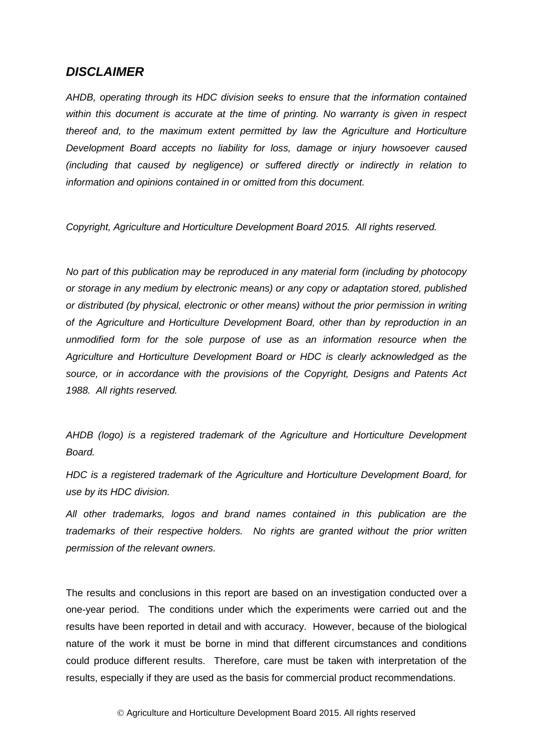## *DISCLAIMER*

*AHDB, operating through its HDC division seeks to ensure that the information contained within this document is accurate at the time of printing. No warranty is given in respect thereof and, to the maximum extent permitted by law the Agriculture and Horticulture Development Board accepts no liability for loss, damage or injury howsoever caused (including that caused by negligence) or suffered directly or indirectly in relation to information and opinions contained in or omitted from this document.*

*Copyright, Agriculture and Horticulture Development Board 2015. All rights reserved.*

*No part of this publication may be reproduced in any material form (including by photocopy or storage in any medium by electronic means) or any copy or adaptation stored, published or distributed (by physical, electronic or other means) without the prior permission in writing of the Agriculture and Horticulture Development Board, other than by reproduction in an unmodified form for the sole purpose of use as an information resource when the Agriculture and Horticulture Development Board or HDC is clearly acknowledged as the source, or in accordance with the provisions of the Copyright, Designs and Patents Act 1988. All rights reserved.*

*AHDB (logo) is a registered trademark of the Agriculture and Horticulture Development Board.*

*HDC is a registered trademark of the Agriculture and Horticulture Development Board, for use by its HDC division.*

*All other trademarks, logos and brand names contained in this publication are the trademarks of their respective holders. No rights are granted without the prior written permission of the relevant owners.*

The results and conclusions in this report are based on an investigation conducted over a one-year period. The conditions under which the experiments were carried out and the results have been reported in detail and with accuracy. However, because of the biological nature of the work it must be borne in mind that different circumstances and conditions could produce different results. Therefore, care must be taken with interpretation of the results, especially if they are used as the basis for commercial product recommendations.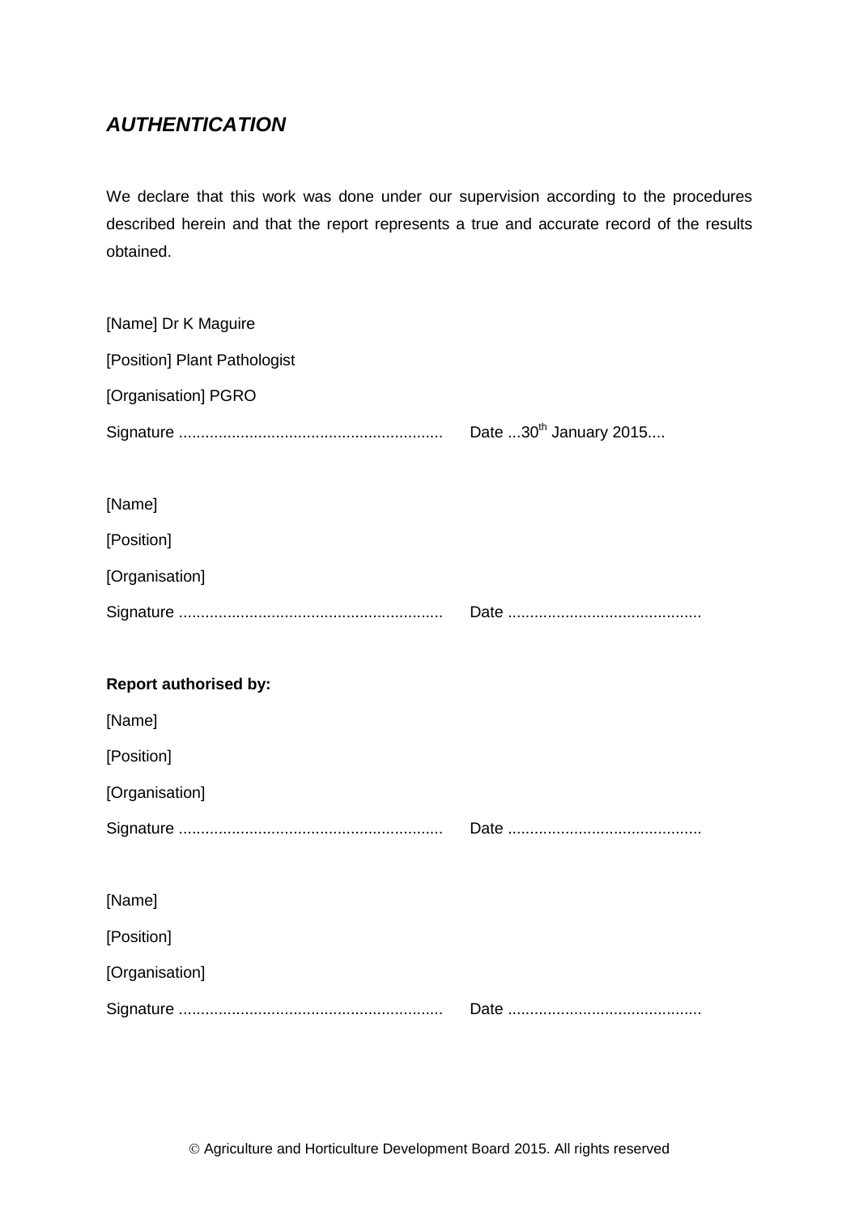## *AUTHENTICATION*

We declare that this work was done under our supervision according to the procedures described herein and that the report represents a true and accurate record of the results obtained.

[Name] Dr K Maguire

[Position] Plant Pathologist

[Organisation] PGRO

Signature ............................................................ Date ...30th January 2015....

[Name]

[Position]

[Organisation]

Signature ............................................................ Date ............................................

**Report authorised by:**

[Name]

[Position]

[Organisation]

Signature ............................................................ Date ............................................

[Name]

[Position]

[Organisation]

Signature ............................................................ Date ............................................

© Agriculture and Horticulture Development Board 2015. All rights reserved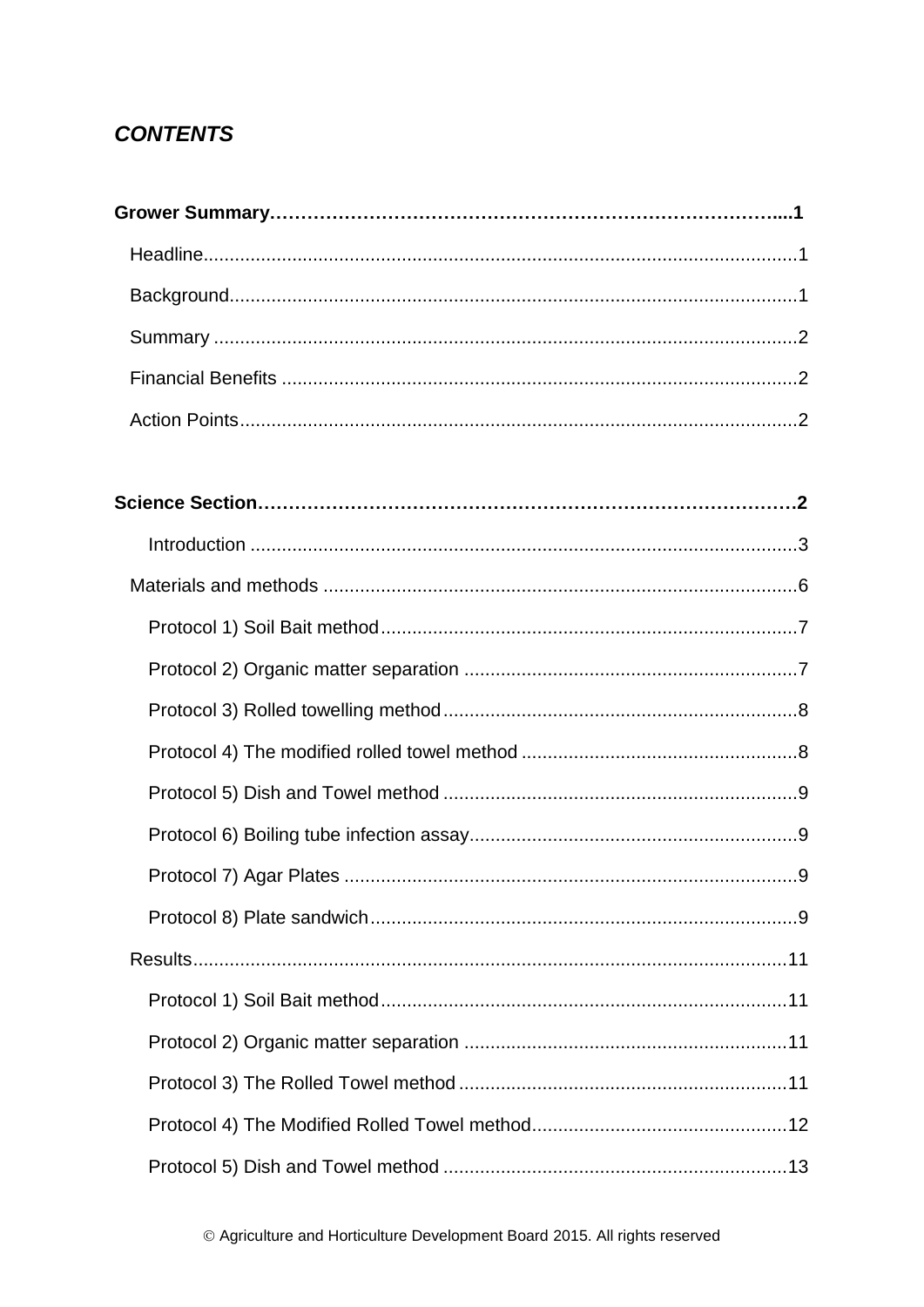## *CONTENTS*

**Grower Summary……………………………………………………………………....1**

Headline........................................................................................................1

Background...................................................................................................1

Summary .......................................................................................................2

Financial Benefits .........................................................................................2

Action Points..................................................................................................2

**Science Section…………………………………………………………………………2**

Introduction ....................................................................................................3

Materials and methods ..................................................................................6

Protocol 1) Soil Bait method..........................................................................7

Protocol 2) Organic matter separation ..........................................................7

Protocol 3) Rolled towelling method..............................................................8

Protocol 4) The modified rolled towel method ...............................................8

Protocol 5) Dish and Towel method ..............................................................9

Protocol 6) Boiling tube infection assay.........................................................9

Protocol 7) Agar Plates .................................................................................9

Protocol 8) Plate sandwich............................................................................9

Results..........................................................................................................11

Protocol 1) Soil Bait method.........................................................................11

Protocol 2) Organic matter separation .........................................................11

Protocol 3) The Rolled Towel method ..........................................................11

Protocol 4) The Modified Rolled Towel method............................................12

Protocol 5) Dish and Towel method .............................................................13

© Agriculture and Horticulture Development Board 2015. All rights reserved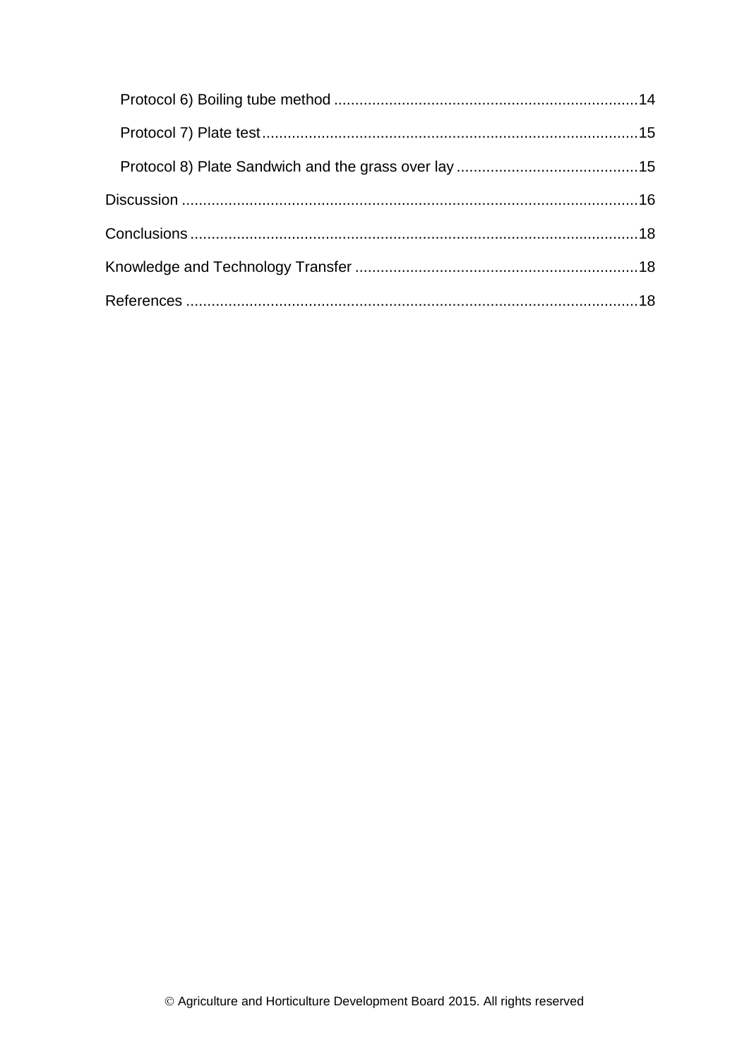Protocol 6) Boiling tube method .......................................................................14

Protocol 7) Plate test.........................................................................................15

Protocol 8) Plate Sandwich and the grass over lay ...........................................15

Discussion ............................................................................................................16

Conclusions ..........................................................................................................18

Knowledge and Technology Transfer ...................................................................18

References ...........................................................................................................18

© Agriculture and Horticulture Development Board 2015. All rights reserved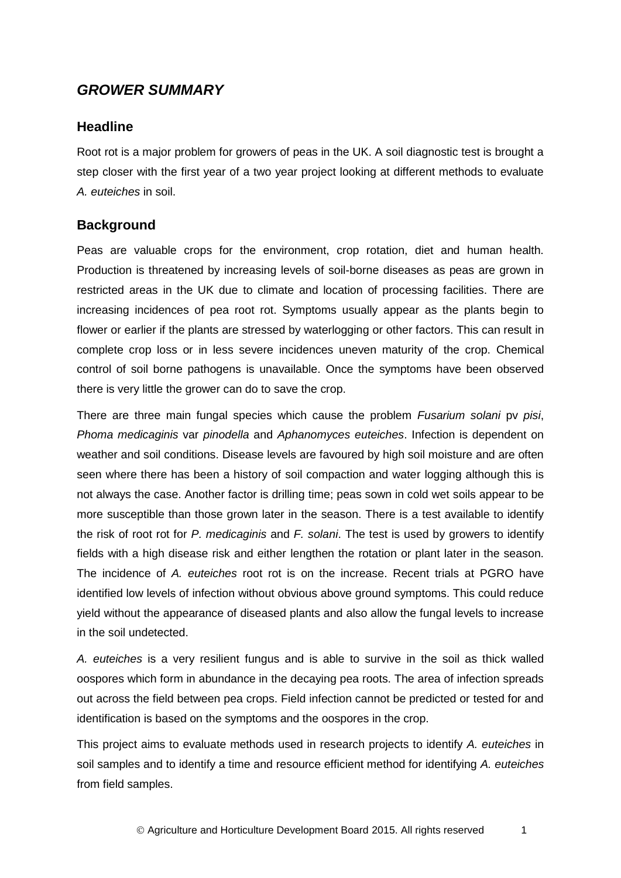## *GROWER SUMMARY*

### Headline

Root rot is a major problem for growers of peas in the UK. A soil diagnostic test is brought a step closer with the first year of a two year project looking at different methods to evaluate *A. euteiches* in soil.

### Background

Peas are valuable crops for the environment, crop rotation, diet and human health. Production is threatened by increasing levels of soil-borne diseases as peas are grown in restricted areas in the UK due to climate and location of processing facilities. There are increasing incidences of pea root rot. Symptoms usually appear as the plants begin to flower or earlier if the plants are stressed by waterlogging or other factors. This can result in complete crop loss or in less severe incidences uneven maturity of the crop. Chemical control of soil borne pathogens is unavailable. Once the symptoms have been observed there is very little the grower can do to save the crop.

There are three main fungal species which cause the problem *Fusarium solani* pv *pisi*, *Phoma medicaginis* var *pinodella* and *Aphanomyces euteiches*. Infection is dependent on weather and soil conditions. Disease levels are favoured by high soil moisture and are often seen where there has been a history of soil compaction and water logging although this is not always the case. Another factor is drilling time; peas sown in cold wet soils appear to be more susceptible than those grown later in the season. There is a test available to identify the risk of root rot for *P. medicaginis* and *F. solani*. The test is used by growers to identify fields with a high disease risk and either lengthen the rotation or plant later in the season. The incidence of *A. euteiches* root rot is on the increase. Recent trials at PGRO have identified low levels of infection without obvious above ground symptoms. This could reduce yield without the appearance of diseased plants and also allow the fungal levels to increase in the soil undetected.

*A. euteiches* is a very resilient fungus and is able to survive in the soil as thick walled oospores which form in abundance in the decaying pea roots. The area of infection spreads out across the field between pea crops. Field infection cannot be predicted or tested for and identification is based on the symptoms and the oospores in the crop.

This project aims to evaluate methods used in research projects to identify *A. euteiches* in soil samples and to identify a time and resource efficient method for identifying *A. euteiches* from field samples.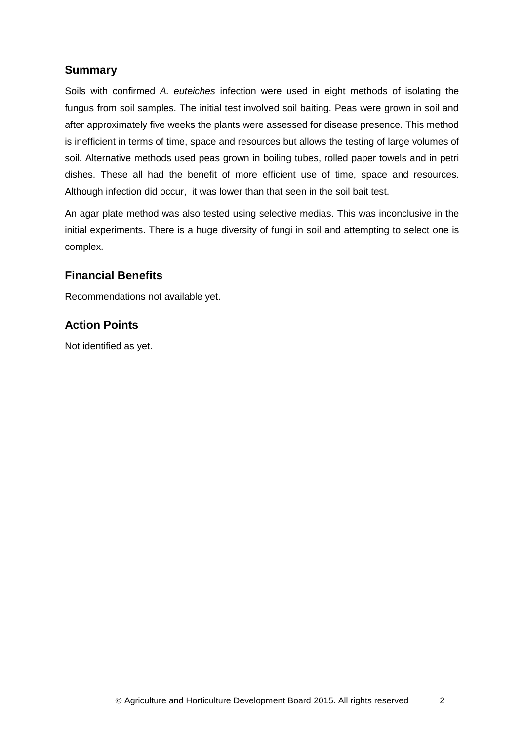## Summary

Soils with confirmed *A. euteiches* infection were used in eight methods of isolating the fungus from soil samples. The initial test involved soil baiting. Peas were grown in soil and after approximately five weeks the plants were assessed for disease presence. This method is inefficient in terms of time, space and resources but allows the testing of large volumes of soil. Alternative methods used peas grown in boiling tubes, rolled paper towels and in petri dishes. These all had the benefit of more efficient use of time, space and resources. Although infection did occur, it was lower than that seen in the soil bait test.

An agar plate method was also tested using selective medias. This was inconclusive in the initial experiments. There is a huge diversity of fungi in soil and attempting to select one is complex.

## Financial Benefits

Recommendations not available yet.

## Action Points

Not identified as yet.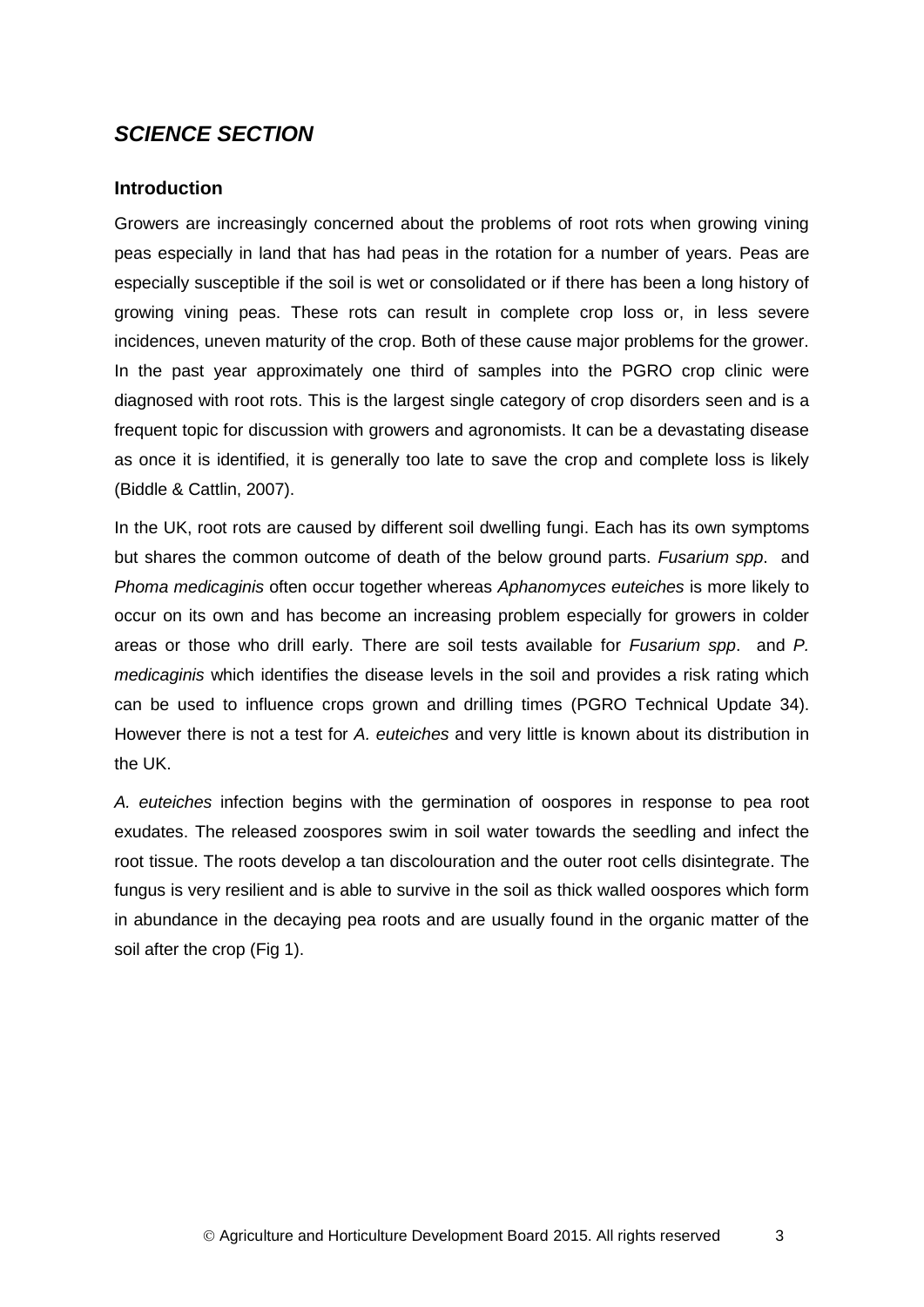## *SCIENCE SECTION*

### Introduction

Growers are increasingly concerned about the problems of root rots when growing vining peas especially in land that has had peas in the rotation for a number of years. Peas are especially susceptible if the soil is wet or consolidated or if there has been a long history of growing vining peas. These rots can result in complete crop loss or, in less severe incidences, uneven maturity of the crop. Both of these cause major problems for the grower. In the past year approximately one third of samples into the PGRO crop clinic were diagnosed with root rots. This is the largest single category of crop disorders seen and is a frequent topic for discussion with growers and agronomists. It can be a devastating disease as once it is identified, it is generally too late to save the crop and complete loss is likely (Biddle & Cattlin, 2007).

In the UK, root rots are caused by different soil dwelling fungi. Each has its own symptoms but shares the common outcome of death of the below ground parts. *Fusarium spp*. and *Phoma medicaginis* often occur together whereas *Aphanomyces euteiches* is more likely to occur on its own and has become an increasing problem especially for growers in colder areas or those who drill early. There are soil tests available for *Fusarium spp*. and *P. medicaginis* which identifies the disease levels in the soil and provides a risk rating which can be used to influence crops grown and drilling times (PGRO Technical Update 34). However there is not a test for *A. euteiches* and very little is known about its distribution in the UK.

*A. euteiches* infection begins with the germination of oospores in response to pea root exudates. The released zoospores swim in soil water towards the seedling and infect the root tissue. The roots develop a tan discolouration and the outer root cells disintegrate. The fungus is very resilient and is able to survive in the soil as thick walled oospores which form in abundance in the decaying pea roots and are usually found in the organic matter of the soil after the crop (Fig 1).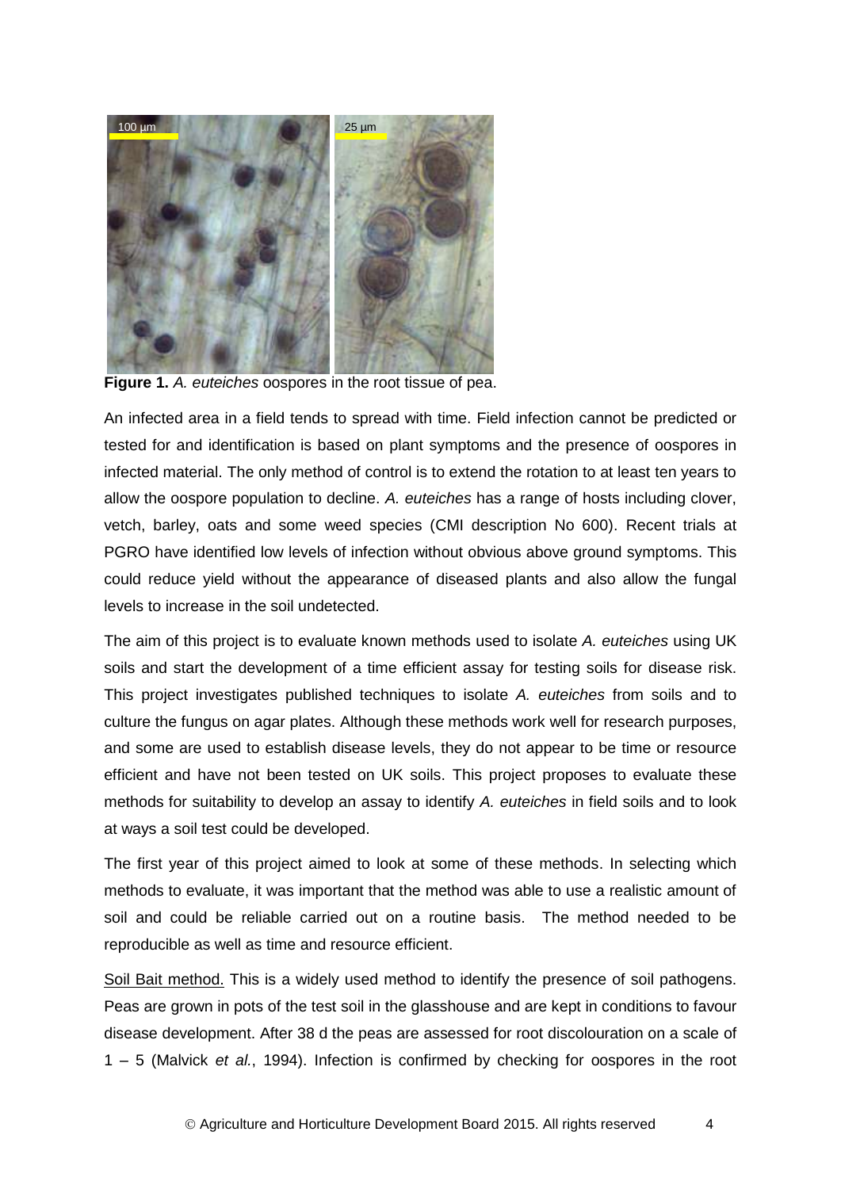**Figure 1.** *A. euteiches* oospores in the root tissue of pea.

An infected area in a field tends to spread with time. Field infection cannot be predicted or tested for and identification is based on plant symptoms and the presence of oospores in infected material. The only method of control is to extend the rotation to at least ten years to allow the oospore population to decline. *A. euteiches* has a range of hosts including clover, vetch, barley, oats and some weed species (CMI description No 600). Recent trials at PGRO have identified low levels of infection without obvious above ground symptoms. This could reduce yield without the appearance of diseased plants and also allow the fungal levels to increase in the soil undetected.

The aim of this project is to evaluate known methods used to isolate *A. euteiches* using UK soils and start the development of a time efficient assay for testing soils for disease risk. This project investigates published techniques to isolate *A. euteiches* from soils and to culture the fungus on agar plates. Although these methods work well for research purposes, and some are used to establish disease levels, they do not appear to be time or resource efficient and have not been tested on UK soils. This project proposes to evaluate these methods for suitability to develop an assay to identify *A. euteiches* in field soils and to look at ways a soil test could be developed.

The first year of this project aimed to look at some of these methods. In selecting which methods to evaluate, it was important that the method was able to use a realistic amount of soil and could be reliable carried out on a routine basis. The method needed to be reproducible as well as time and resource efficient.

Soil Bait method. This is a widely used method to identify the presence of soil pathogens. Peas are grown in pots of the test soil in the glasshouse and are kept in conditions to favour disease development. After 38 d the peas are assessed for root discolouration on a scale of 1 – 5 (Malvick *et al.*, 1994). Infection is confirmed by checking for oospores in the root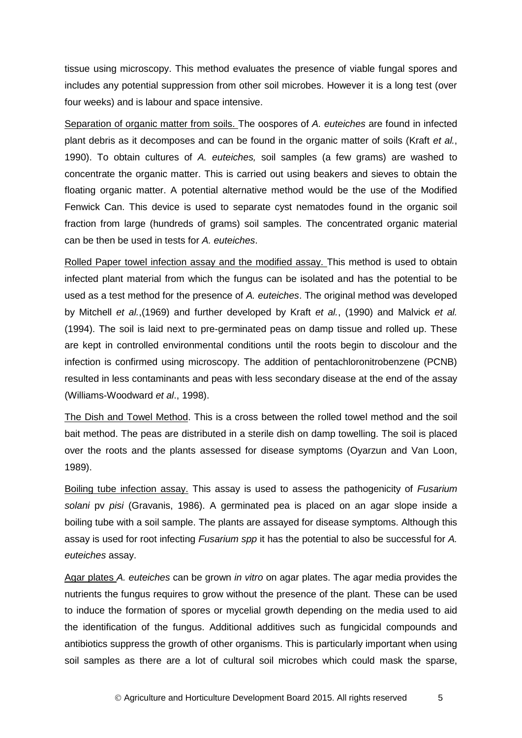tissue using microscopy. This method evaluates the presence of viable fungal spores and includes any potential suppression from other soil microbes. However it is a long test (over four weeks) and is labour and space intensive.

Separation of organic matter from soils. The oospores of *A. euteiches* are found in infected plant debris as it decomposes and can be found in the organic matter of soils (Kraft *et al.*, 1990). To obtain cultures of *A. euteiches,* soil samples (a few grams) are washed to concentrate the organic matter. This is carried out using beakers and sieves to obtain the floating organic matter. A potential alternative method would be the use of the Modified Fenwick Can. This device is used to separate cyst nematodes found in the organic soil fraction from large (hundreds of grams) soil samples. The concentrated organic material can be then be used in tests for *A. euteiches*.

Rolled Paper towel infection assay and the modified assay. This method is used to obtain infected plant material from which the fungus can be isolated and has the potential to be used as a test method for the presence of *A. euteiches*. The original method was developed by Mitchell *et al.*,(1969) and further developed by Kraft *et al.*, (1990) and Malvick *et al.* (1994). The soil is laid next to pre-germinated peas on damp tissue and rolled up. These are kept in controlled environmental conditions until the roots begin to discolour and the infection is confirmed using microscopy. The addition of pentachloronitrobenzene (PCNB) resulted in less contaminants and peas with less secondary disease at the end of the assay (Williams-Woodward *et al*., 1998).

The Dish and Towel Method. This is a cross between the rolled towel method and the soil bait method. The peas are distributed in a sterile dish on damp towelling. The soil is placed over the roots and the plants assessed for disease symptoms (Oyarzun and Van Loon, 1989).

Boiling tube infection assay. This assay is used to assess the pathogenicity of *Fusarium solani* pv *pisi* (Gravanis, 1986). A germinated pea is placed on an agar slope inside a boiling tube with a soil sample. The plants are assayed for disease symptoms. Although this assay is used for root infecting *Fusarium spp* it has the potential to also be successful for *A. euteiches* assay.

Agar plates *A. euteiches* can be grown *in vitro* on agar plates. The agar media provides the nutrients the fungus requires to grow without the presence of the plant. These can be used to induce the formation of spores or mycelial growth depending on the media used to aid the identification of the fungus. Additional additives such as fungicidal compounds and antibiotics suppress the growth of other organisms. This is particularly important when using soil samples as there are a lot of cultural soil microbes which could mask the sparse,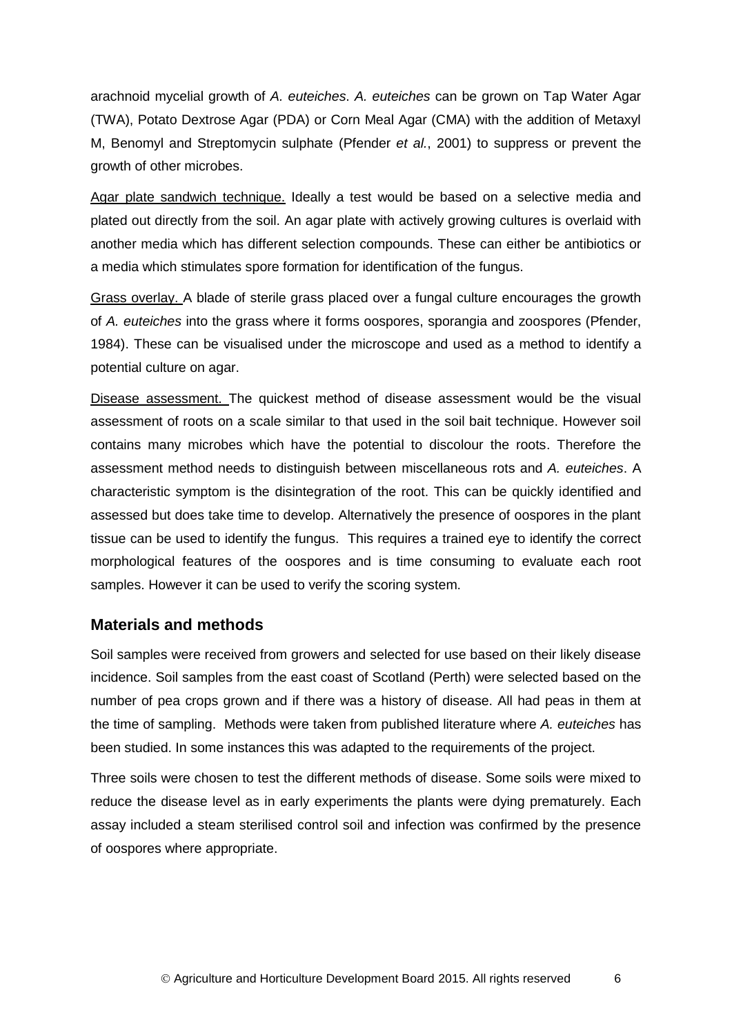arachnoid mycelial growth of *A. euteiches*. *A. euteiches* can be grown on Tap Water Agar (TWA), Potato Dextrose Agar (PDA) or Corn Meal Agar (CMA) with the addition of Metaxyl M, Benomyl and Streptomycin sulphate (Pfender *et al.*, 2001) to suppress or prevent the growth of other microbes.

Agar plate sandwich technique. Ideally a test would be based on a selective media and plated out directly from the soil. An agar plate with actively growing cultures is overlaid with another media which has different selection compounds. These can either be antibiotics or a media which stimulates spore formation for identification of the fungus.

Grass overlay. A blade of sterile grass placed over a fungal culture encourages the growth of *A. euteiches* into the grass where it forms oospores, sporangia and zoospores (Pfender, 1984). These can be visualised under the microscope and used as a method to identify a potential culture on agar.

Disease assessment. The quickest method of disease assessment would be the visual assessment of roots on a scale similar to that used in the soil bait technique. However soil contains many microbes which have the potential to discolour the roots. Therefore the assessment method needs to distinguish between miscellaneous rots and *A. euteiches*. A characteristic symptom is the disintegration of the root. This can be quickly identified and assessed but does take time to develop. Alternatively the presence of oospores in the plant tissue can be used to identify the fungus. This requires a trained eye to identify the correct morphological features of the oospores and is time consuming to evaluate each root samples. However it can be used to verify the scoring system.

## Materials and methods

Soil samples were received from growers and selected for use based on their likely disease incidence. Soil samples from the east coast of Scotland (Perth) were selected based on the number of pea crops grown and if there was a history of disease. All had peas in them at the time of sampling. Methods were taken from published literature where *A. euteiches* has been studied. In some instances this was adapted to the requirements of the project.

Three soils were chosen to test the different methods of disease. Some soils were mixed to reduce the disease level as in early experiments the plants were dying prematurely. Each assay included a steam sterilised control soil and infection was confirmed by the presence of oospores where appropriate.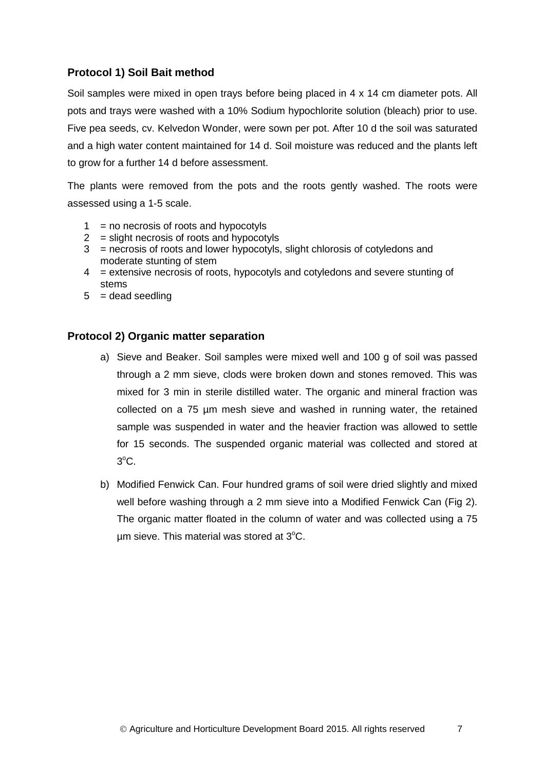### Protocol 1) Soil Bait method

Soil samples were mixed in open trays before being placed in 4 x 14 cm diameter pots. All pots and trays were washed with a 10% Sodium hypochlorite solution (bleach) prior to use. Five pea seeds, cv. Kelvedon Wonder, were sown per pot. After 10 d the soil was saturated and a high water content maintained for 14 d. Soil moisture was reduced and the plants left to grow for a further 14 d before assessment.

The plants were removed from the pots and the roots gently washed. The roots were assessed using a 1-5 scale.

1 = no necrosis of roots and hypocotyls
2 = slight necrosis of roots and hypocotyls
3 = necrosis of roots and lower hypocotyls, slight chlorosis of cotyledons and moderate stunting of stem
4 = extensive necrosis of roots, hypocotyls and cotyledons and severe stunting of stems
5 = dead seedling

### Protocol 2) Organic matter separation

a) Sieve and Beaker. Soil samples were mixed well and 100 g of soil was passed through a 2 mm sieve, clods were broken down and stones removed. This was mixed for 3 min in sterile distilled water. The organic and mineral fraction was collected on a 75 µm mesh sieve and washed in running water, the retained sample was suspended in water and the heavier fraction was allowed to settle for 15 seconds. The suspended organic material was collected and stored at $3^{o}$C.

b) Modified Fenwick Can. Four hundred grams of soil were dried slightly and mixed well before washing through a 2 mm sieve into a Modified Fenwick Can (Fig 2). The organic matter floated in the column of water and was collected using a 75 µm sieve. This material was stored at $3^{o}$C.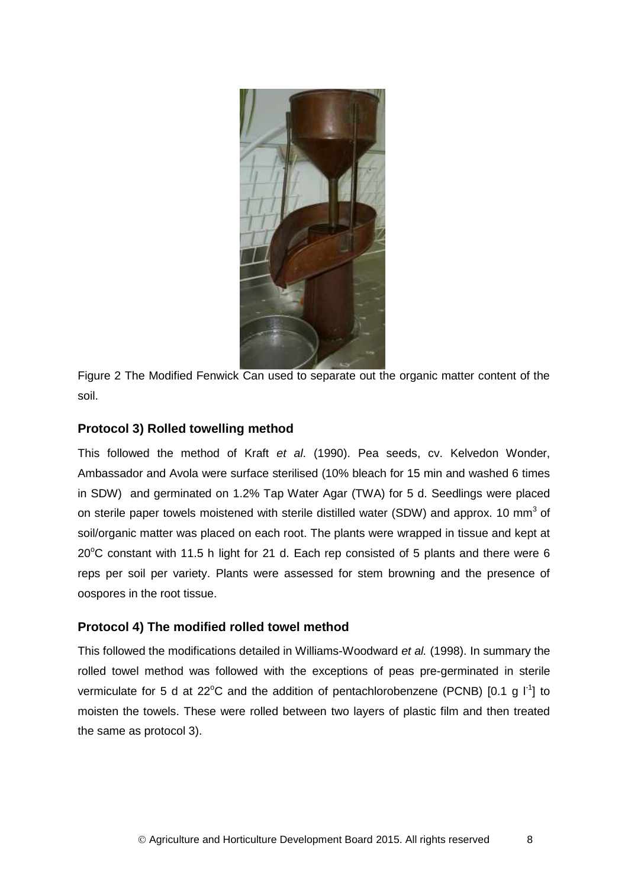Figure 2 The Modified Fenwick Can used to separate out the organic matter content of the soil.

### Protocol 3) Rolled towelling method

This followed the method of Kraft *et al*. (1990). Pea seeds, cv. Kelvedon Wonder, Ambassador and Avola were surface sterilised (10% bleach for 15 min and washed 6 times in SDW) and germinated on 1.2% Tap Water Agar (TWA) for 5 d. Seedlings were placed on sterile paper towels moistened with sterile distilled water (SDW) and approx. 10 $mm^3$ of soil/organic matter was placed on each root. The plants were wrapped in tissue and kept at 20°C constant with 11.5 h light for 21 d. Each rep consisted of 5 plants and there were 6 reps per soil per variety. Plants were assessed for stem browning and the presence of oospores in the root tissue.

### Protocol 4) The modified rolled towel method

This followed the modifications detailed in Williams-Woodward *et al.* (1998). In summary the rolled towel method was followed with the exceptions of peas pre-germinated in sterile vermiculate for 5 d at 22°C and the addition of pentachlorobenzene (PCNB) [0.1 g $l^{-1}$] to moisten the towels. These were rolled between two layers of plastic film and then treated the same as protocol 3).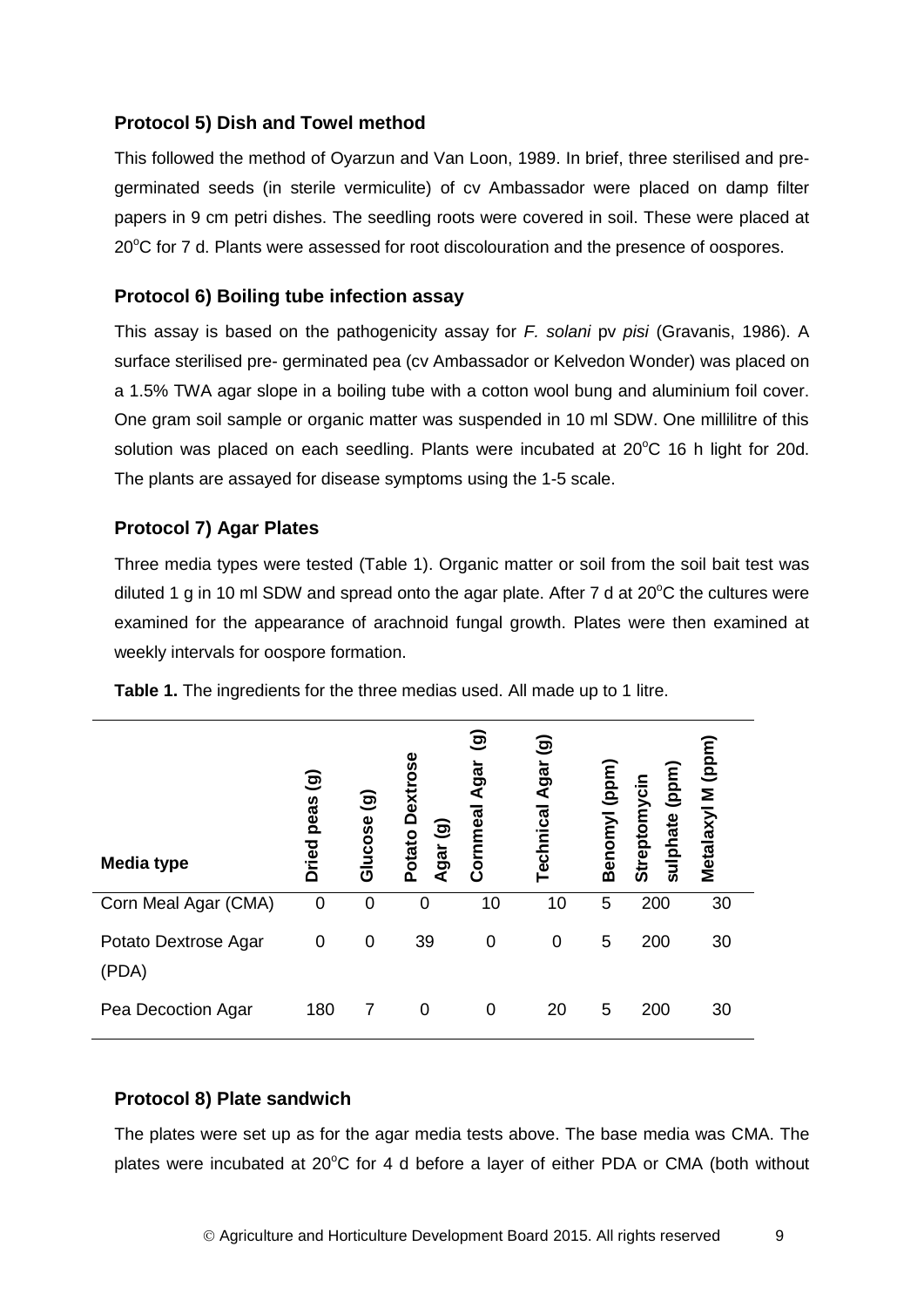### Protocol 5) Dish and Towel method

This followed the method of Oyarzun and Van Loon, 1989. In brief, three sterilised and pre-germinated seeds (in sterile vermiculite) of cv Ambassador were placed on damp filter papers in 9 cm petri dishes. The seedling roots were covered in soil. These were placed at 20°C for 7 d. Plants were assessed for root discolouration and the presence of oospores.

### Protocol 6) Boiling tube infection assay

This assay is based on the pathogenicity assay for *F. solani* pv *pisi* (Gravanis, 1986). A surface sterilised pre- germinated pea (cv Ambassador or Kelvedon Wonder) was placed on a 1.5% TWA agar slope in a boiling tube with a cotton wool bung and aluminium foil cover. One gram soil sample or organic matter was suspended in 10 ml SDW. One millilitre of this solution was placed on each seedling. Plants were incubated at 20°C 16 h light for 20d. The plants are assayed for disease symptoms using the 1-5 scale.

### Protocol 7) Agar Plates

Three media types were tested (Table 1). Organic matter or soil from the soil bait test was diluted 1 g in 10 ml SDW and spread onto the agar plate. After 7 d at 20°C the cultures were examined for the appearance of arachnoid fungal growth. Plates were then examined at weekly intervals for oospore formation.

**Table 1.** The ingredients for the three medias used. All made up to 1 litre.

| Media type | Dried peas (g) | Glucose (g) | Potato Dextrose Agar (g) | Cornmeal Agar (g) | Technical Agar (g) | Benomyl (ppm) | Streptomycin sulphate (ppm) | Metalaxyl M (ppm) |
|---|---|---|---|---|---|---|---|---|
| Corn Meal Agar (CMA) | 0 | 0 | 0 | 10 | 10 | 5 | 200 | 30 |
| Potato Dextrose Agar (PDA) | 0 | 0 | 39 | 0 | 0 | 5 | 200 | 30 |
| Pea Decoction Agar | 180 | 7 | 0 | 0 | 20 | 5 | 200 | 30 |

### Protocol 8) Plate sandwich

The plates were set up as for the agar media tests above. The base media was CMA. The plates were incubated at 20°C for 4 d before a layer of either PDA or CMA (both without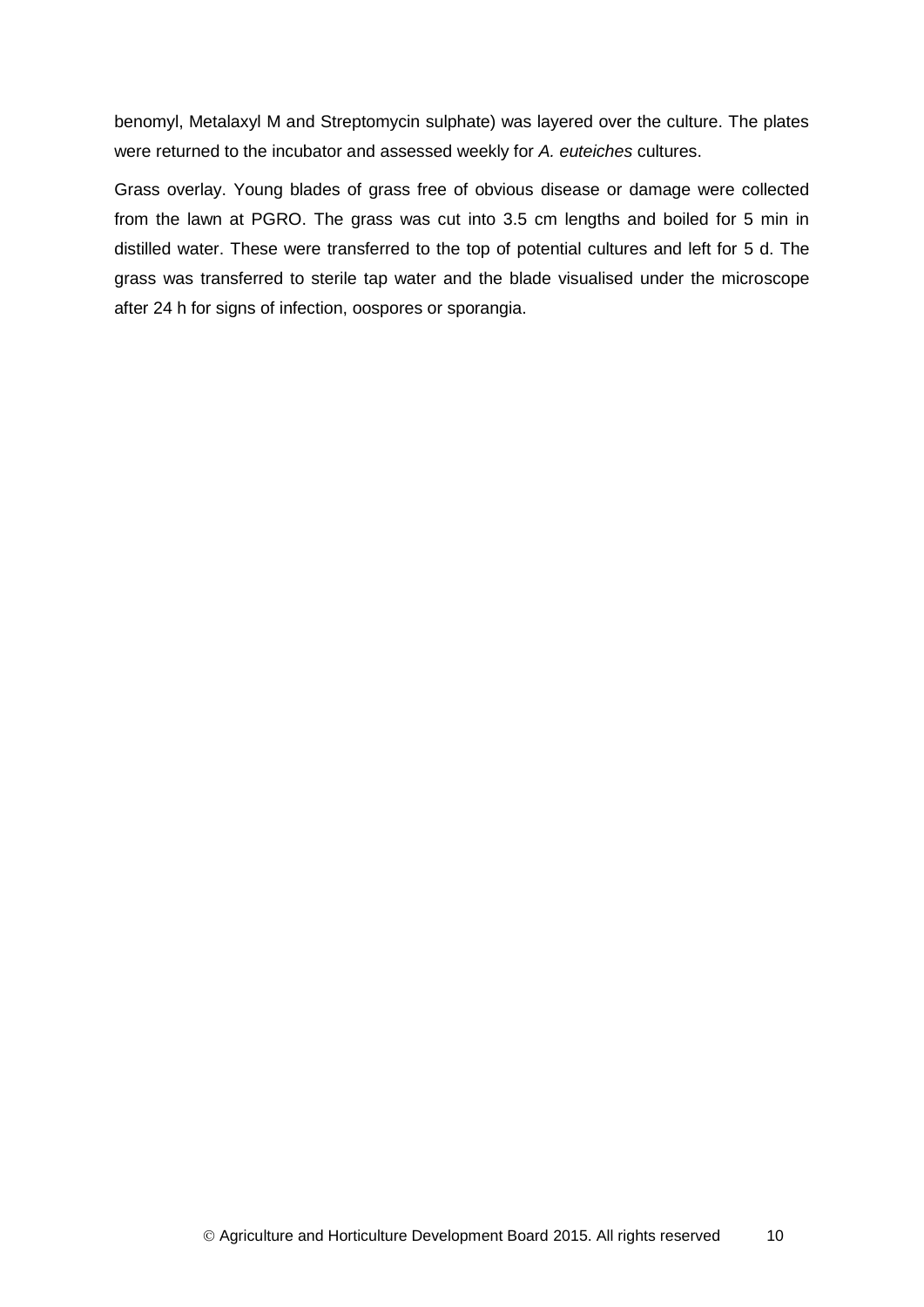benomyl, Metalaxyl M and Streptomycin sulphate) was layered over the culture. The plates were returned to the incubator and assessed weekly for *A. euteiches* cultures.

Grass overlay. Young blades of grass free of obvious disease or damage were collected from the lawn at PGRO. The grass was cut into 3.5 cm lengths and boiled for 5 min in distilled water. These were transferred to the top of potential cultures and left for 5 d. The grass was transferred to sterile tap water and the blade visualised under the microscope after 24 h for signs of infection, oospores or sporangia.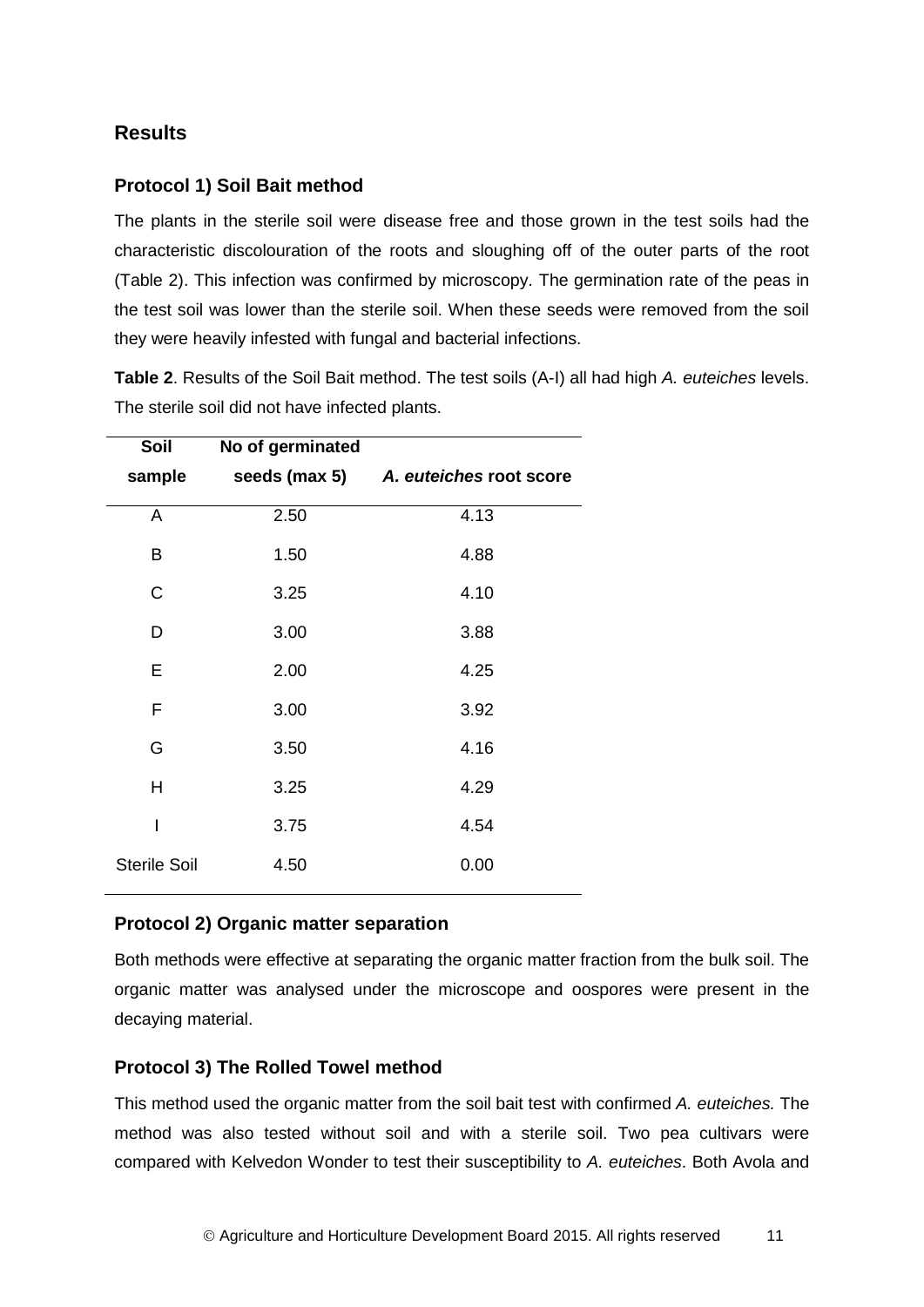## Results

### Protocol 1) Soil Bait method

The plants in the sterile soil were disease free and those grown in the test soils had the characteristic discolouration of the roots and sloughing off of the outer parts of the root (Table 2). This infection was confirmed by microscopy. The germination rate of the peas in the test soil was lower than the sterile soil. When these seeds were removed from the soil they were heavily infested with fungal and bacterial infections.

**Table 2**. Results of the Soil Bait method. The test soils (A-I) all had high *A. euteiches* levels. The sterile soil did not have infected plants.

| Soil sample | No of germinated seeds (max 5) | *A. euteiches* root score |
|---|---|---|
| A | 2.50 | 4.13 |
| B | 1.50 | 4.88 |
| C | 3.25 | 4.10 |
| D | 3.00 | 3.88 |
| E | 2.00 | 4.25 |
| F | 3.00 | 3.92 |
| G | 3.50 | 4.16 |
| H | 3.25 | 4.29 |
| I | 3.75 | 4.54 |
| Sterile Soil | 4.50 | 0.00 |

### Protocol 2) Organic matter separation

Both methods were effective at separating the organic matter fraction from the bulk soil. The organic matter was analysed under the microscope and oospores were present in the decaying material.

### Protocol 3) The Rolled Towel method

This method used the organic matter from the soil bait test with confirmed *A. euteiches.* The method was also tested without soil and with a sterile soil. Two pea cultivars were compared with Kelvedon Wonder to test their susceptibility to *A. euteiches*. Both Avola and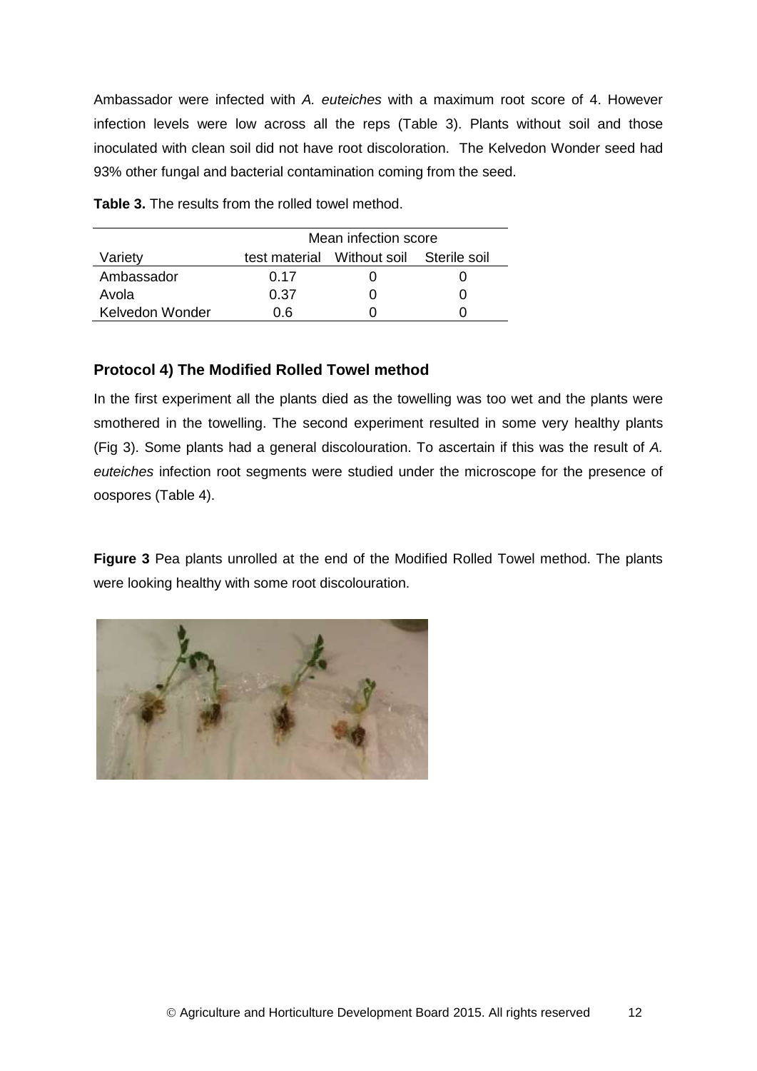Ambassador were infected with *A. euteiches* with a maximum root score of 4. However infection levels were low across all the reps (Table 3). Plants without soil and those inoculated with clean soil did not have root discoloration. The Kelvedon Wonder seed had 93% other fungal and bacterial contamination coming from the seed.

**Table 3.** The results from the rolled towel method.

| | Mean infection score | | |
|---|---|---|---|
| Variety | test material | Without soil | Sterile soil |
| Ambassador | 0.17 | 0 | 0 |
| Avola | 0.37 | 0 | 0 |
| Kelvedon Wonder | 0.6 | 0 | 0 |

### Protocol 4) The Modified Rolled Towel method

In the first experiment all the plants died as the towelling was too wet and the plants were smothered in the towelling. The second experiment resulted in some very healthy plants (Fig 3). Some plants had a general discolouration. To ascertain if this was the result of *A. euteiches* infection root segments were studied under the microscope for the presence of oospores (Table 4).

**Figure 3** Pea plants unrolled at the end of the Modified Rolled Towel method. The plants were looking healthy with some root discolouration.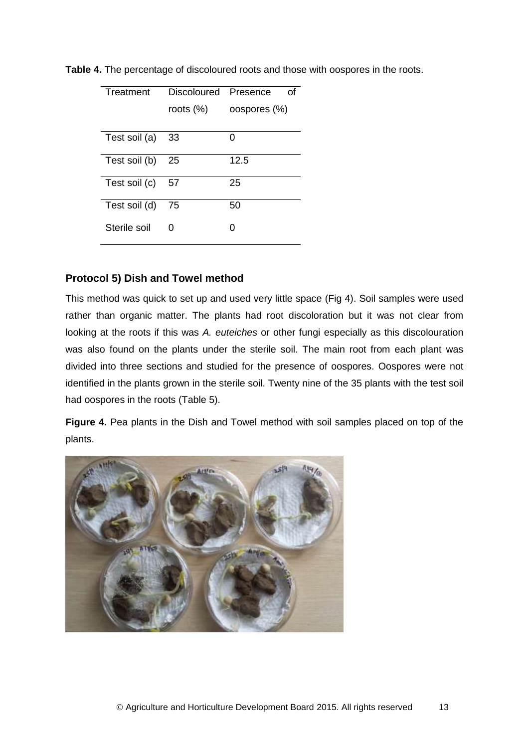**Table 4.** The percentage of discoloured roots and those with oospores in the roots.

| Treatment | Discoloured roots (%) | Presence of oospores (%) |
|---|---|---|
| Test soil (a) | 33 | 0 |
| Test soil (b) | 25 | 12.5 |
| Test soil (c) | 57 | 25 |
| Test soil (d) | 75 | 50 |
| Sterile soil | 0 | 0 |

### Protocol 5) Dish and Towel method

This method was quick to set up and used very little space (Fig 4). Soil samples were used rather than organic matter. The plants had root discoloration but it was not clear from looking at the roots if this was *A. euteiches* or other fungi especially as this discolouration was also found on the plants under the sterile soil. The main root from each plant was divided into three sections and studied for the presence of oospores. Oospores were not identified in the plants grown in the sterile soil. Twenty nine of the 35 plants with the test soil had oospores in the roots (Table 5).

**Figure 4.** Pea plants in the Dish and Towel method with soil samples placed on top of the plants.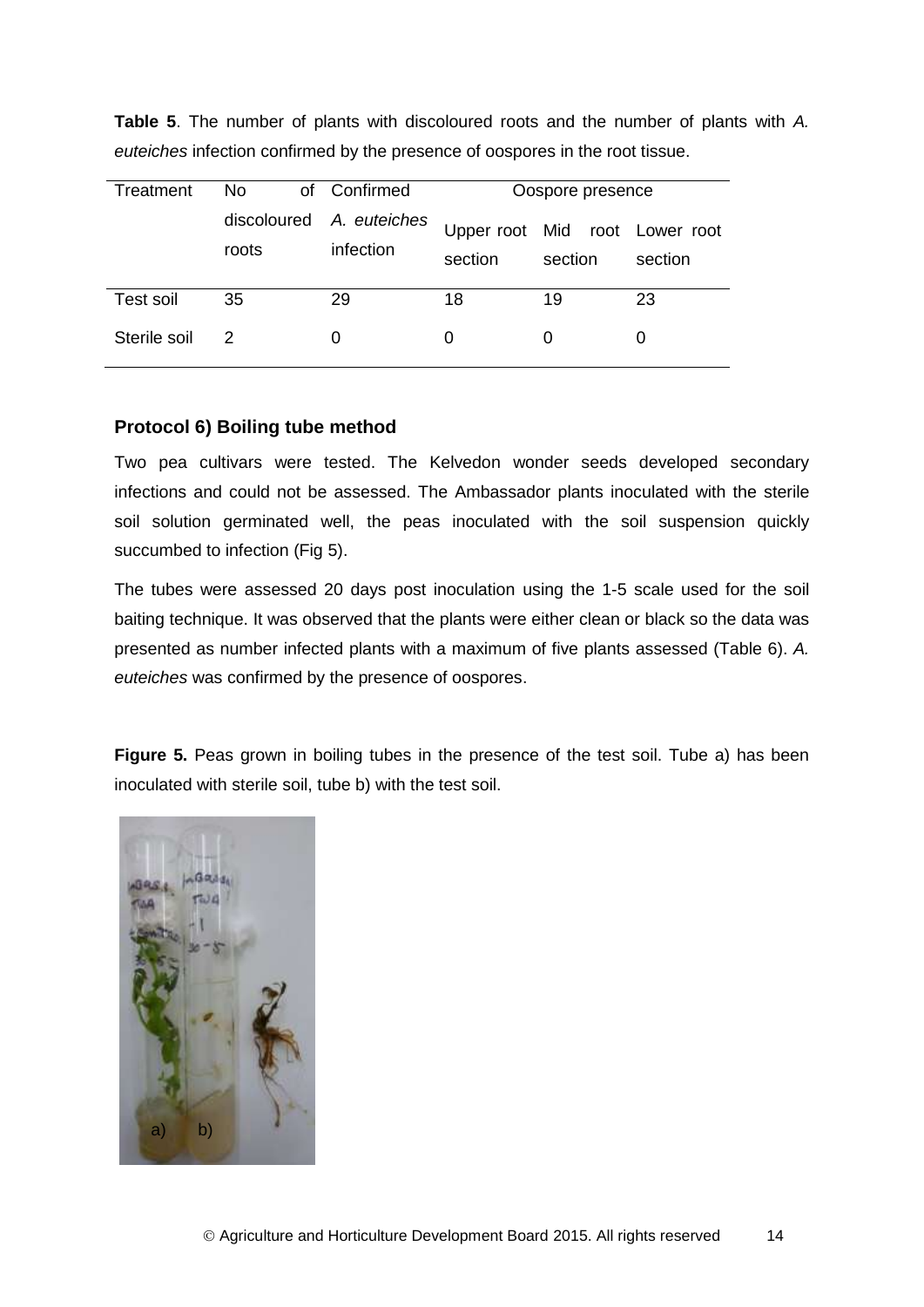**Table 5**. The number of plants with discoloured roots and the number of plants with *A. euteiches* infection confirmed by the presence of oospores in the root tissue.

| Treatment | No of discoloured roots | Confirmed *A. euteiches* infection | Oospore presence | | |
|---|---|---|---|---|---|
| | | | Upper root section | Mid root section | Lower root section |
| Test soil | 35 | 29 | 18 | 19 | 23 |
| Sterile soil | 2 | 0 | 0 | 0 | 0 |

### Protocol 6) Boiling tube method

Two pea cultivars were tested. The Kelvedon wonder seeds developed secondary infections and could not be assessed. The Ambassador plants inoculated with the sterile soil solution germinated well, the peas inoculated with the soil suspension quickly succumbed to infection (Fig 5).

The tubes were assessed 20 days post inoculation using the 1-5 scale used for the soil baiting technique. It was observed that the plants were either clean or black so the data was presented as number infected plants with a maximum of five plants assessed (Table 6). *A. euteiches* was confirmed by the presence of oospores.

**Figure 5.** Peas grown in boiling tubes in the presence of the test soil. Tube a) has been inoculated with sterile soil, tube b) with the test soil.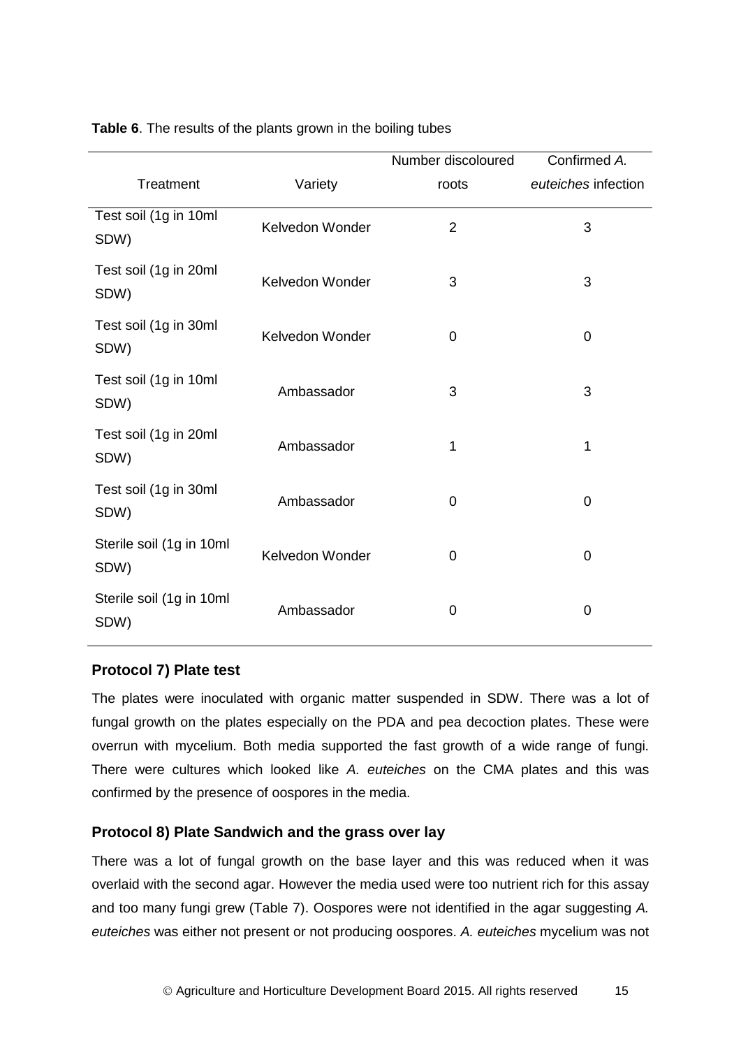**Table 6**. The results of the plants grown in the boiling tubes

| Treatment | Variety | Number discoloured roots | Confirmed *A. euteiches* infection |
|---|---|---|---|
| Test soil (1g in 10ml SDW) | Kelvedon Wonder | 2 | 3 |
| Test soil (1g in 20ml SDW) | Kelvedon Wonder | 3 | 3 |
| Test soil (1g in 30ml SDW) | Kelvedon Wonder | 0 | 0 |
| Test soil (1g in 10ml SDW) | Ambassador | 3 | 3 |
| Test soil (1g in 20ml SDW) | Ambassador | 1 | 1 |
| Test soil (1g in 30ml SDW) | Ambassador | 0 | 0 |
| Sterile soil (1g in 10ml SDW) | Kelvedon Wonder | 0 | 0 |
| Sterile soil (1g in 10ml SDW) | Ambassador | 0 | 0 |

### Protocol 7) Plate test

The plates were inoculated with organic matter suspended in SDW. There was a lot of fungal growth on the plates especially on the PDA and pea decoction plates. These were overrun with mycelium. Both media supported the fast growth of a wide range of fungi. There were cultures which looked like *A. euteiches* on the CMA plates and this was confirmed by the presence of oospores in the media.

### Protocol 8) Plate Sandwich and the grass over lay

There was a lot of fungal growth on the base layer and this was reduced when it was overlaid with the second agar. However the media used were too nutrient rich for this assay and too many fungi grew (Table 7). Oospores were not identified in the agar suggesting *A. euteiches* was either not present or not producing oospores. *A. euteiches* mycelium was not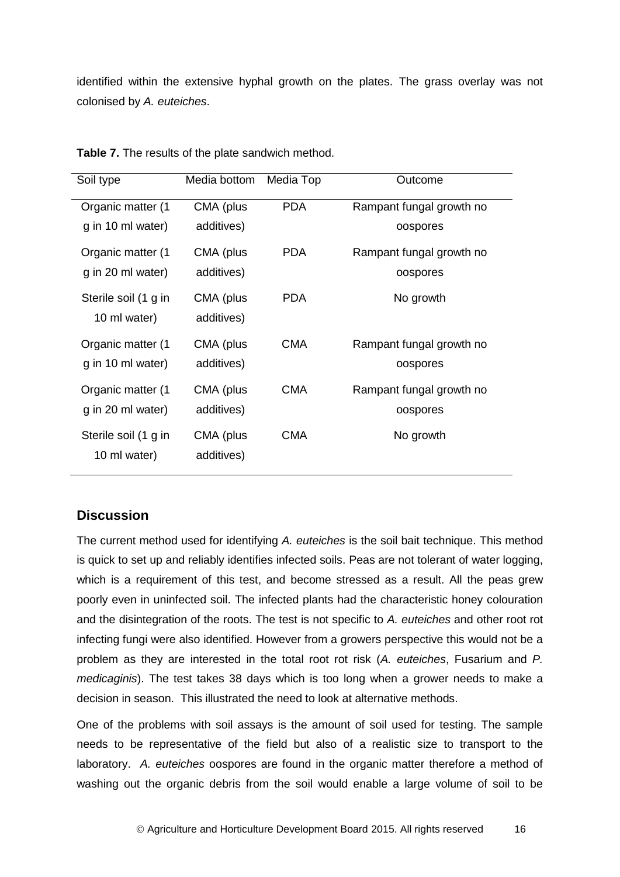identified within the extensive hyphal growth on the plates. The grass overlay was not colonised by *A. euteiches*.

**Table 7.** The results of the plate sandwich method.

| Soil type | Media bottom | Media Top | Outcome |
|---|---|---|---|
| Organic matter (1 g in 10 ml water) | CMA (plus additives) | PDA | Rampant fungal growth no oospores |
| Organic matter (1 g in 20 ml water) | CMA (plus additives) | PDA | Rampant fungal growth no oospores |
| Sterile soil (1 g in 10 ml water) | CMA (plus additives) | PDA | No growth |
| Organic matter (1 g in 10 ml water) | CMA (plus additives) | CMA | Rampant fungal growth no oospores |
| Organic matter (1 g in 20 ml water) | CMA (plus additives) | CMA | Rampant fungal growth no oospores |
| Sterile soil (1 g in 10 ml water) | CMA (plus additives) | CMA | No growth |

## Discussion

The current method used for identifying *A. euteiches* is the soil bait technique. This method is quick to set up and reliably identifies infected soils. Peas are not tolerant of water logging, which is a requirement of this test, and become stressed as a result. All the peas grew poorly even in uninfected soil. The infected plants had the characteristic honey colouration and the disintegration of the roots. The test is not specific to *A. euteiches* and other root rot infecting fungi were also identified. However from a growers perspective this would not be a problem as they are interested in the total root rot risk (*A. euteiches*, Fusarium and *P. medicaginis*). The test takes 38 days which is too long when a grower needs to make a decision in season. This illustrated the need to look at alternative methods.

One of the problems with soil assays is the amount of soil used for testing. The sample needs to be representative of the field but also of a realistic size to transport to the laboratory. *A. euteiches* oospores are found in the organic matter therefore a method of washing out the organic debris from the soil would enable a large volume of soil to be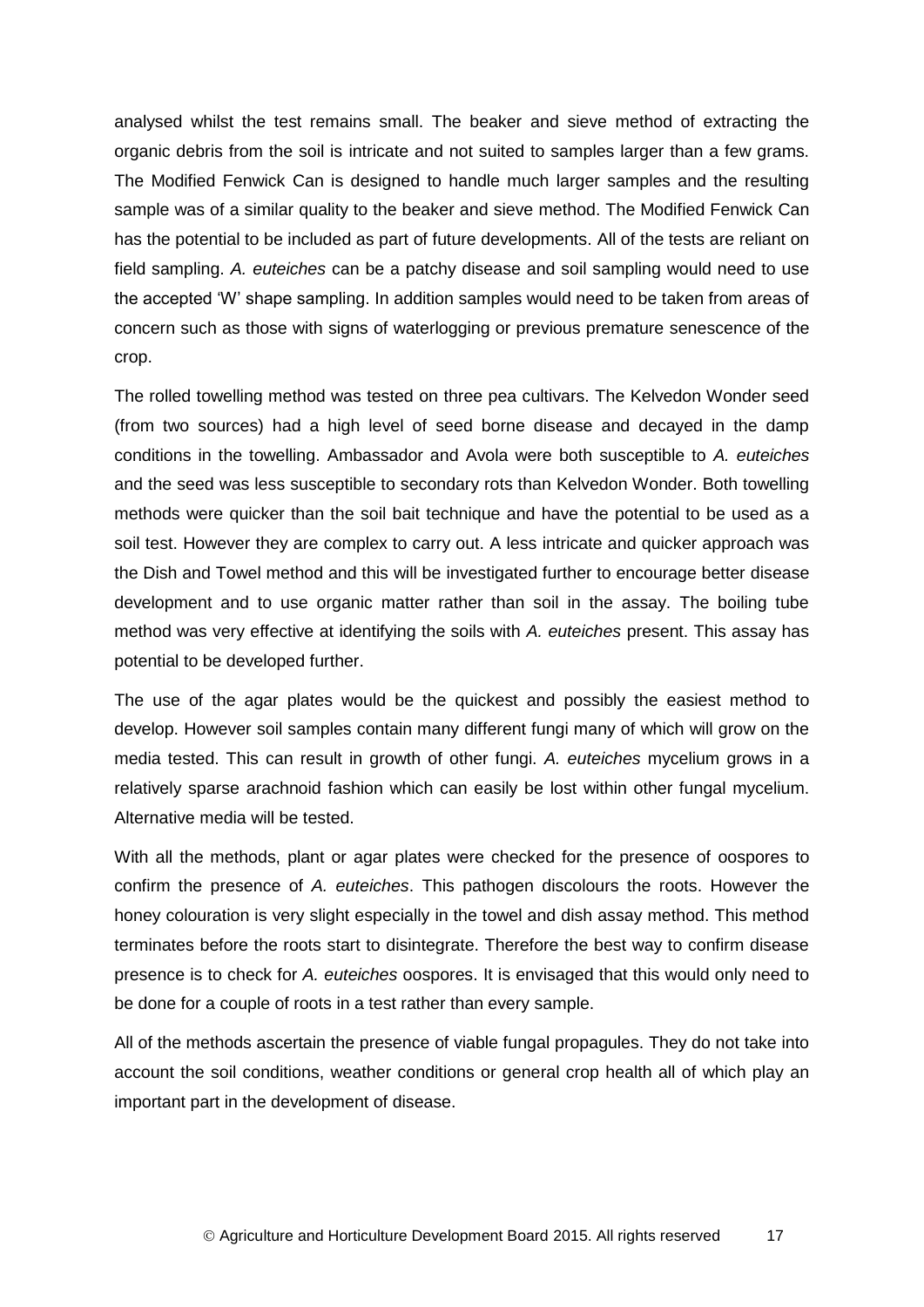analysed whilst the test remains small. The beaker and sieve method of extracting the organic debris from the soil is intricate and not suited to samples larger than a few grams. The Modified Fenwick Can is designed to handle much larger samples and the resulting sample was of a similar quality to the beaker and sieve method. The Modified Fenwick Can has the potential to be included as part of future developments. All of the tests are reliant on field sampling. *A. euteiches* can be a patchy disease and soil sampling would need to use the accepted 'W' shape sampling. In addition samples would need to be taken from areas of concern such as those with signs of waterlogging or previous premature senescence of the crop.

The rolled towelling method was tested on three pea cultivars. The Kelvedon Wonder seed (from two sources) had a high level of seed borne disease and decayed in the damp conditions in the towelling. Ambassador and Avola were both susceptible to *A. euteiches* and the seed was less susceptible to secondary rots than Kelvedon Wonder. Both towelling methods were quicker than the soil bait technique and have the potential to be used as a soil test. However they are complex to carry out. A less intricate and quicker approach was the Dish and Towel method and this will be investigated further to encourage better disease development and to use organic matter rather than soil in the assay. The boiling tube method was very effective at identifying the soils with *A. euteiches* present. This assay has potential to be developed further.

The use of the agar plates would be the quickest and possibly the easiest method to develop. However soil samples contain many different fungi many of which will grow on the media tested. This can result in growth of other fungi. *A. euteiches* mycelium grows in a relatively sparse arachnoid fashion which can easily be lost within other fungal mycelium. Alternative media will be tested.

With all the methods, plant or agar plates were checked for the presence of oospores to confirm the presence of *A. euteiches*. This pathogen discolours the roots. However the honey colouration is very slight especially in the towel and dish assay method. This method terminates before the roots start to disintegrate. Therefore the best way to confirm disease presence is to check for *A. euteiches* oospores. It is envisaged that this would only need to be done for a couple of roots in a test rather than every sample.

All of the methods ascertain the presence of viable fungal propagules. They do not take into account the soil conditions, weather conditions or general crop health all of which play an important part in the development of disease.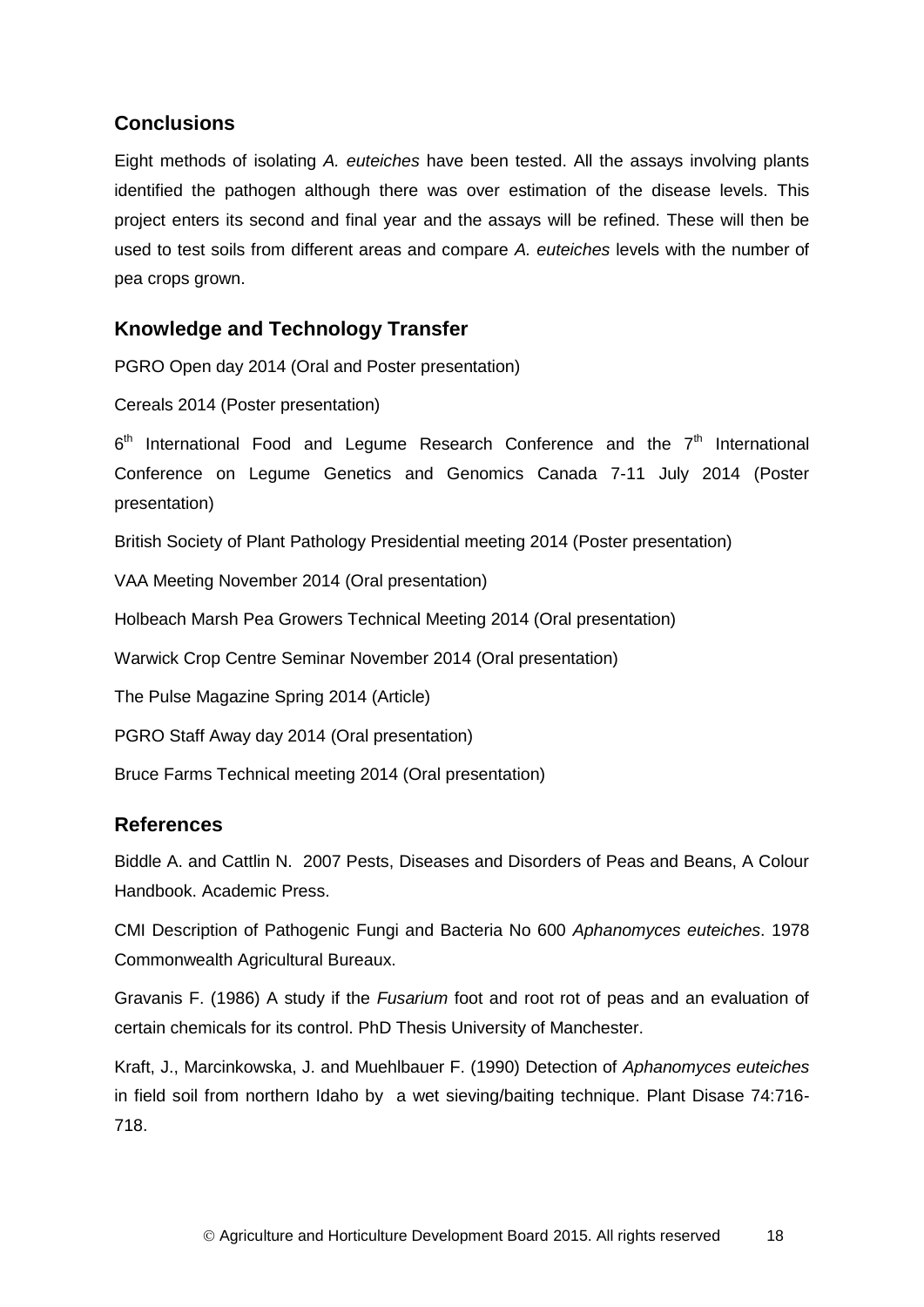## Conclusions

Eight methods of isolating *A. euteiches* have been tested. All the assays involving plants identified the pathogen although there was over estimation of the disease levels. This project enters its second and final year and the assays will be refined. These will then be used to test soils from different areas and compare *A. euteiches* levels with the number of pea crops grown.

## Knowledge and Technology Transfer

PGRO Open day 2014 (Oral and Poster presentation)

Cereals 2014 (Poster presentation)

6th International Food and Legume Research Conference and the 7th International Conference on Legume Genetics and Genomics Canada 7-11 July 2014 (Poster presentation)

British Society of Plant Pathology Presidential meeting 2014 (Poster presentation)

VAA Meeting November 2014 (Oral presentation)

Holbeach Marsh Pea Growers Technical Meeting 2014 (Oral presentation)

Warwick Crop Centre Seminar November 2014 (Oral presentation)

The Pulse Magazine Spring 2014 (Article)

PGRO Staff Away day 2014 (Oral presentation)

Bruce Farms Technical meeting 2014 (Oral presentation)

## References

Biddle A. and Cattlin N. 2007 Pests, Diseases and Disorders of Peas and Beans, A Colour Handbook. Academic Press.

CMI Description of Pathogenic Fungi and Bacteria No 600 *Aphanomyces euteiches*. 1978 Commonwealth Agricultural Bureaux.

Gravanis F. (1986) A study if the *Fusarium* foot and root rot of peas and an evaluation of certain chemicals for its control. PhD Thesis University of Manchester.

Kraft, J., Marcinkowska, J. and Muehlbauer F. (1990) Detection of *Aphanomyces euteiches* in field soil from northern Idaho by a wet sieving/baiting technique. Plant Disase 74:716-718.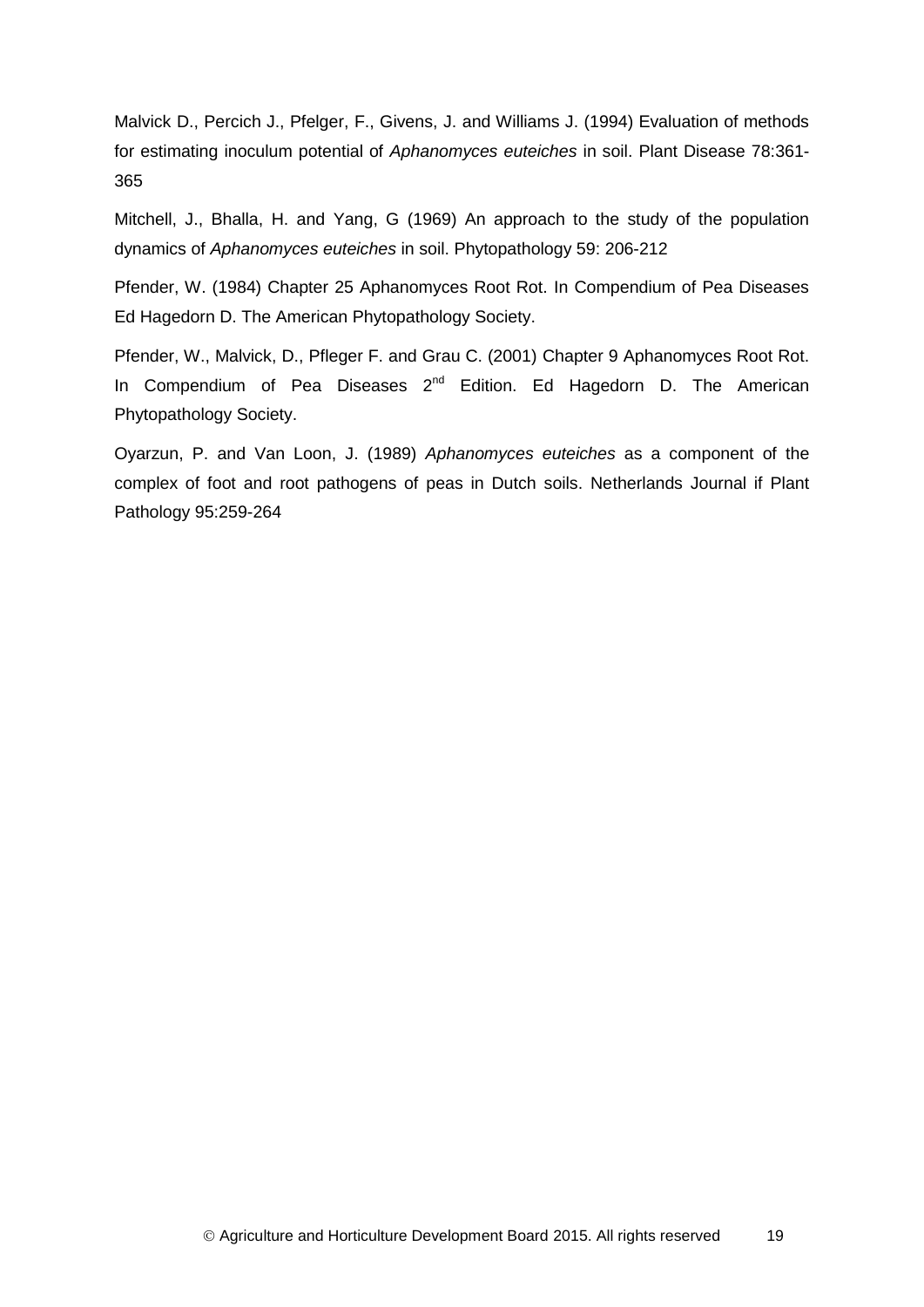Malvick D., Percich J., Pfelger, F., Givens, J. and Williams J. (1994) Evaluation of methods for estimating inoculum potential of *Aphanomyces euteiches* in soil. Plant Disease 78:361-365

Mitchell, J., Bhalla, H. and Yang, G (1969) An approach to the study of the population dynamics of *Aphanomyces euteiches* in soil. Phytopathology 59: 206-212

Pfender, W. (1984) Chapter 25 Aphanomyces Root Rot. In Compendium of Pea Diseases Ed Hagedorn D. The American Phytopathology Society.

Pfender, W., Malvick, D., Pfleger F. and Grau C. (2001) Chapter 9 Aphanomyces Root Rot. In Compendium of Pea Diseases 2nd Edition. Ed Hagedorn D. The American Phytopathology Society.

Oyarzun, P. and Van Loon, J. (1989) *Aphanomyces euteiches* as a component of the complex of foot and root pathogens of peas in Dutch soils. Netherlands Journal if Plant Pathology 95:259-264